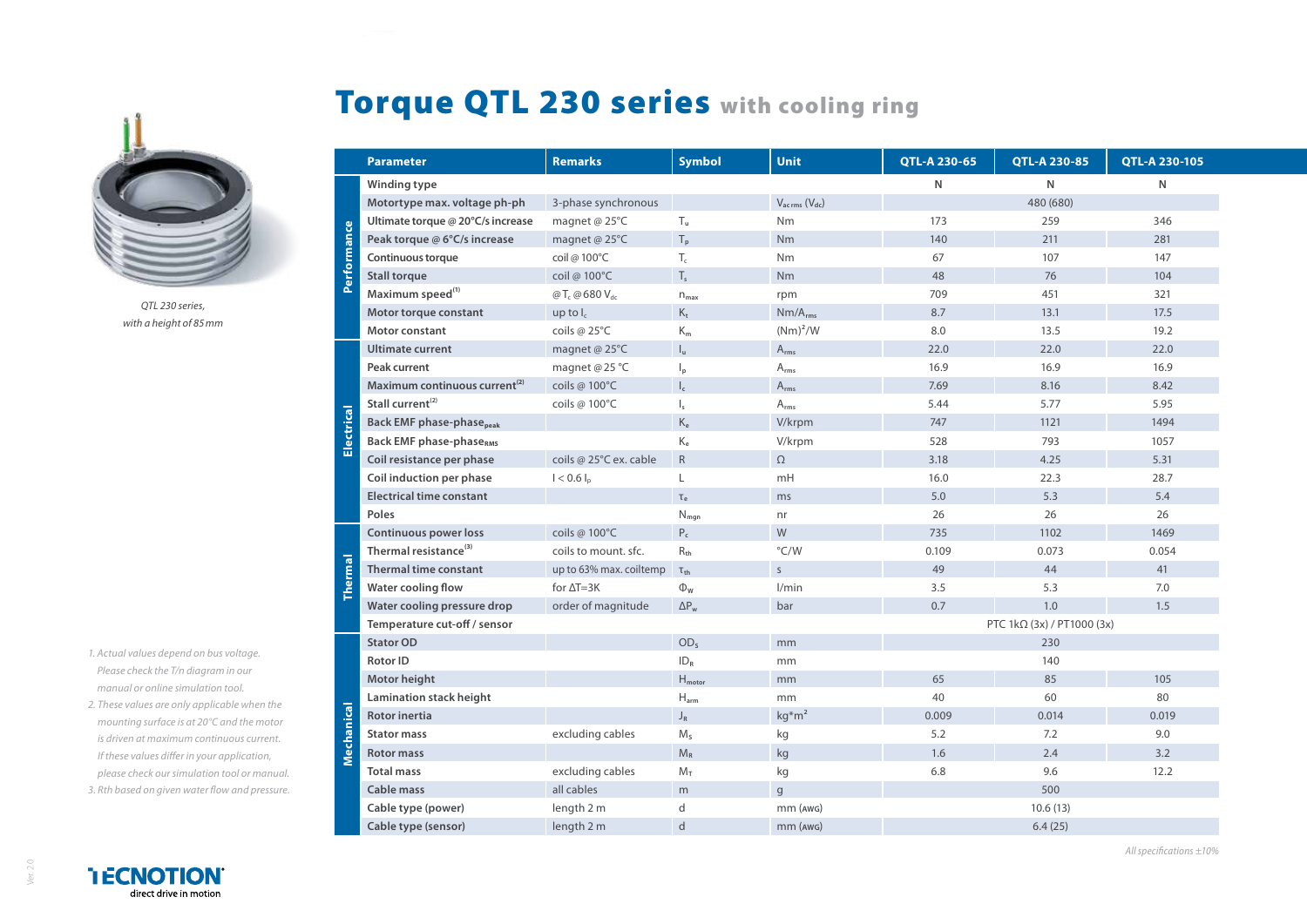# Torque QTL 230 series with cooling ring

*QTL 230 series, with a height of 85 mm*

| | Parameter | Remarks | Symbol | Unit | QTL-A 230-65 | QTL-A 230-85 | QTL-A 230-105 |
|---|---|---|---|---|---|---|---|
| Performance | Winding type | | | | N | N | N |
| | Motortype max. voltage ph-ph | 3-phase synchronous | | $V_{ac\,rms}$ ($V_{dc}$) | 480 (680) | | |
| | Ultimate torque @ 20°C/s increase | magnet @ 25°C | $T_u$ | Nm | 173 | 259 | 346 |
| | Peak torque @ 6°C/s increase | magnet @ 25°C | $T_p$ | Nm | 140 | 211 | 281 |
| | Continuous torque | coil @ 100°C | $T_c$ | Nm | 67 | 107 | 147 |
| | Stall torque | coil @ 100°C | $T_s$ | Nm | 48 | 76 | 104 |
| | Maximum speed[1] | @$T_c$ @680 $V_{dc}$ | $n_{max}$ | rpm | 709 | 451 | 321 |
| | Motor torque constant | up to $I_c$ | $K_t$ | Nm/$A_{rms}$ | 8.7 | 13.1 | 17.5 |
| | Motor constant | coils @ 25°C | $K_m$ | $(Nm)^2/W$ | 8.0 | 13.5 | 19.2 |
| Electrical | Ultimate current | magnet @ 25°C | $I_u$ | $A_{rms}$ | 22.0 | 22.0 | 22.0 |
| | Peak current | magnet @ 25 °C | $I_p$ | $A_{rms}$ | 16.9 | 16.9 | 16.9 |
| | Maximum continuous current[2] | coils @ 100°C | $I_c$ | $A_{rms}$ | 7.69 | 8.16 | 8.42 |
| | Stall current[2] | coils @ 100°C | $I_s$ | $A_{rms}$ | 5.44 | 5.77 | 5.95 |
| | Back EMF phase-phase$_{peak}$ | | $K_e$ | V/krpm | 747 | 1121 | 1494 |
| | Back EMF phase-phase$_{RMS}$ | | $K_e$ | V/krpm | 528 | 793 | 1057 |
| | Coil resistance per phase | coils @ 25°C ex. cable | R | Ω | 3.18 | 4.25 | 5.31 |
| | Coil induction per phase | $I < 0.6\ I_p$ | L | mH | 16.0 | 22.3 | 28.7 |
| | Electrical time constant | | $\tau_e$ | ms | 5.0 | 5.3 | 5.4 |
| | Poles | | $N_{mgn}$ | nr | 26 | 26 | 26 |
| Thermal | Continuous power loss | coils @ 100°C | $P_c$ | W | 735 | 1102 | 1469 |
| | Thermal resistance[3] | coils to mount. sfc. | $R_{th}$ | °C/W | 0.109 | 0.073 | 0.054 |
| | Thermal time constant | up to 63% max. coiltemp | $\tau_{th}$ | s | 49 | 44 | 41 |
| | Water cooling flow | for ΔT=3K | $\Phi_W$ | l/min | 3.5 | 5.3 | 7.0 |
| | Water cooling pressure drop | order of magnitude | $\Delta P_w$ | bar | 0.7 | 1.0 | 1.5 |
| | Temperature cut-off / sensor | | | | PTC 1kΩ (3x) / PT1000 (3x) | | |
| Mechanical | Stator OD | | $OD_s$ | mm | 230 | | |
| | Rotor ID | | $ID_R$ | mm | 140 | | |
| | Motor height | | $H_{motor}$ | mm | 65 | 85 | 105 |
| | Lamination stack height | | $H_{arm}$ | mm | 40 | 60 | 80 |
| | Rotor inertia | | $J_R$ | $kg{*}m^2$ | 0.009 | 0.014 | 0.019 |
| | Stator mass | excluding cables | $M_S$ | kg | 5.2 | 7.2 | 9.0 |
| | Rotor mass | | $M_R$ | kg | 1.6 | 2.4 | 3.2 |
| | Total mass | excluding cables | $M_T$ | kg | 6.8 | 9.6 | 12.2 |
| | Cable mass | all cables | m | g | 500 | | |
| | Cable type (power) | length 2 m | d | mm (AWG) | 10.6 (13) | | |
| | Cable type (sensor) | length 2 m | d | mm (AWG) | 6.4 (25) | | |

1. Actual values depend on bus voltage. Please check the T/n diagram in our manual or online simulation tool.
2. These values are only applicable when the mounting surface is at 20°C and the motor is driven at maximum continuous current. If these values differ in your application, please check our simulation tool or manual.
3. Rth based on given water flow and pressure.

*All specifications ±10%*

TECNOTION direct drive in motion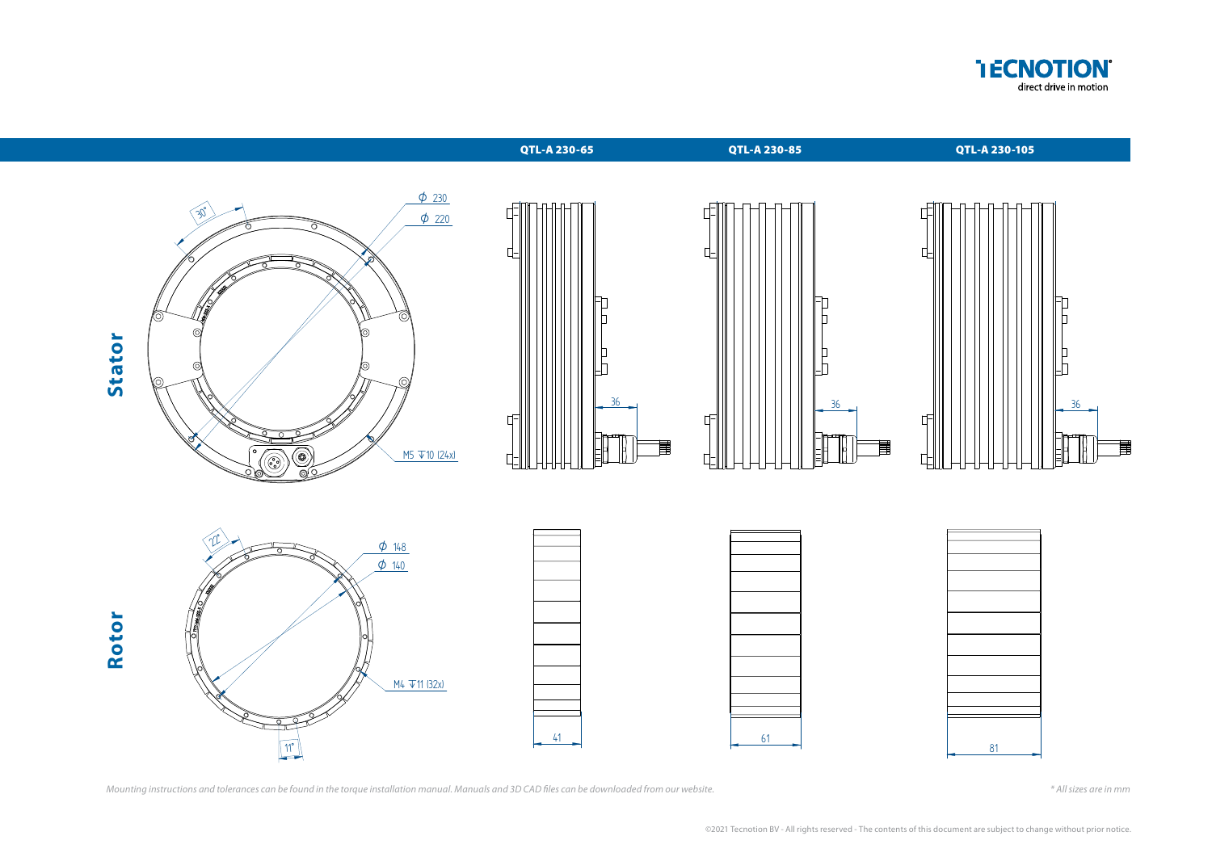TECNOTION
direct drive in motion

QTL-A 230-65

QTL-A 230-85

QTL-A 230-105

**Stator**

30°

Ø 230

Ø 220

M5 ↧10 (24x)

36

36

36

**Rotor**

22°

Ø 148

Ø 140

M4 ↧11 (32x)

11°

41

61

81

*Mounting instructions and tolerances can be found in the torque installation manual. Manuals and 3D CAD files can be downloaded from our website.*

** All sizes are in mm*

©2021 Tecnotion BV - All rights reserved - The contents of this document are subject to change without prior notice.